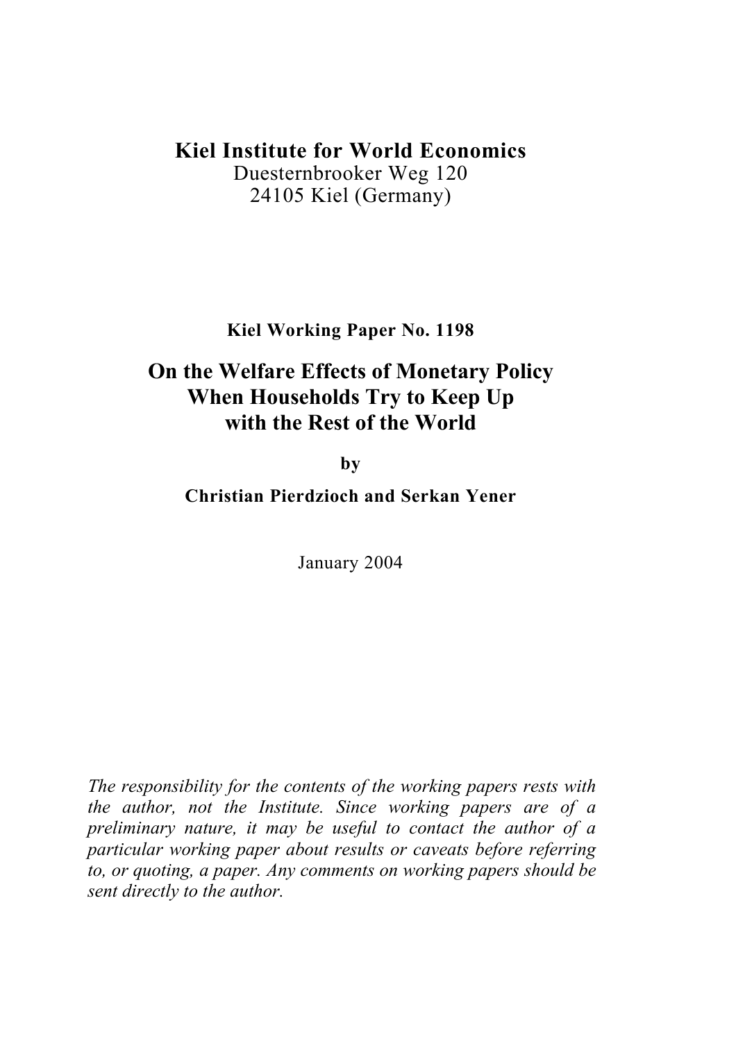# Kiel Institute for World Economics

Duesternbrooker Weg 120
24105 Kiel (Germany)

**Kiel Working Paper No. 1198**

## On the Welfare Effects of Monetary Policy When Households Try to Keep Up with the Rest of the World

**by**

**Christian Pierdzioch and Serkan Yener**

January 2004

*The responsibility for the contents of the working papers rests with the author, not the Institute. Since working papers are of a preliminary nature, it may be useful to contact the author of a particular working paper about results or caveats before referring to, or quoting, a paper. Any comments on working papers should be sent directly to the author.*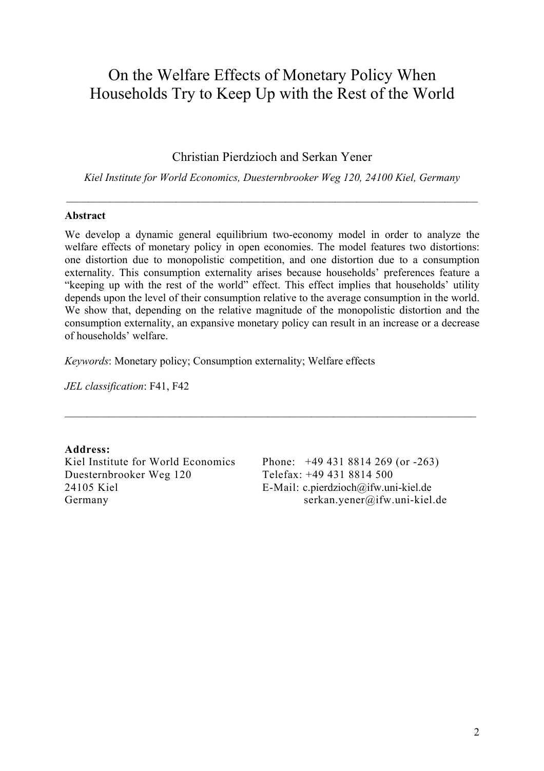# On the Welfare Effects of Monetary Policy When Households Try to Keep Up with the Rest of the World

Christian Pierdzioch and Serkan Yener

*Kiel Institute for World Economics, Duesternbrooker Weg 120, 24100 Kiel, Germany*

---

**Abstract**

We develop a dynamic general equilibrium two-economy model in order to analyze the welfare effects of monetary policy in open economies. The model features two distortions: one distortion due to monopolistic competition, and one distortion due to a consumption externality. This consumption externality arises because households' preferences feature a "keeping up with the rest of the world" effect. This effect implies that households' utility depends upon the level of their consumption relative to the average consumption in the world. We show that, depending on the relative magnitude of the monopolistic distortion and the consumption externality, an expansive monetary policy can result in an increase or a decrease of households' welfare.

*Keywords*: Monetary policy; Consumption externality; Welfare effects

*JEL classification*: F41, F42

---

**Address:**

Kiel Institute for World Economics
Duesternbrooker Weg 120
24105 Kiel
Germany

Phone: +49 431 8814 269 (or -263)
Telefax: +49 431 8814 500
E-Mail: c.pierdzioch@ifw.uni-kiel.de
serkan.yener@ifw.uni-kiel.de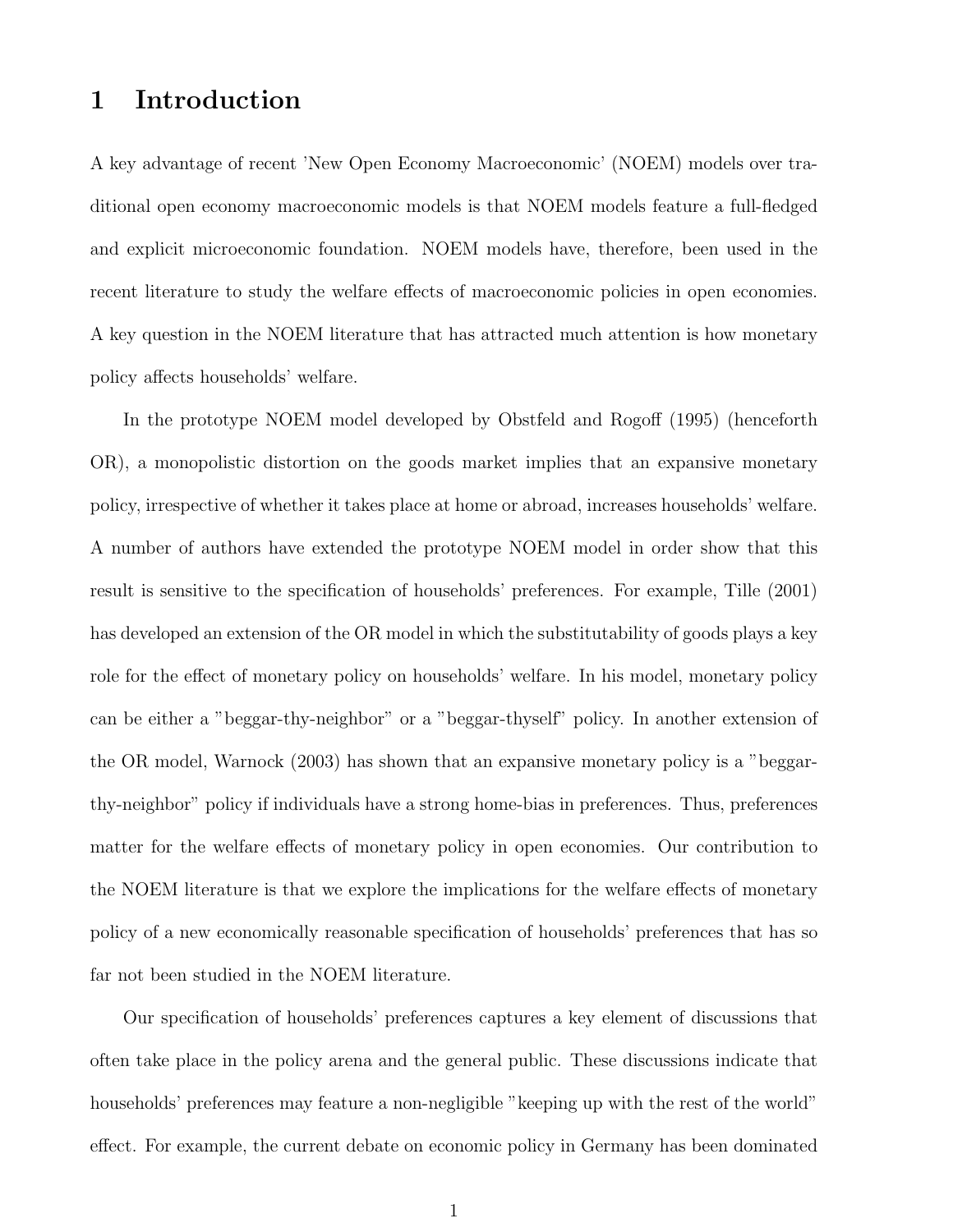# 1 Introduction

A key advantage of recent 'New Open Economy Macroeconomic' (NOEM) models over traditional open economy macroeconomic models is that NOEM models feature a full-fledged and explicit microeconomic foundation. NOEM models have, therefore, been used in the recent literature to study the welfare effects of macroeconomic policies in open economies. A key question in the NOEM literature that has attracted much attention is how monetary policy affects households' welfare.

In the prototype NOEM model developed by Obstfeld and Rogoff (1995) (henceforth OR), a monopolistic distortion on the goods market implies that an expansive monetary policy, irrespective of whether it takes place at home or abroad, increases households' welfare. A number of authors have extended the prototype NOEM model in order show that this result is sensitive to the specification of households' preferences. For example, Tille (2001) has developed an extension of the OR model in which the substitutability of goods plays a key role for the effect of monetary policy on households' welfare. In his model, monetary policy can be either a "beggar-thy-neighbor" or a "beggar-thyself" policy. In another extension of the OR model, Warnock (2003) has shown that an expansive monetary policy is a "beggar-thy-neighbor" policy if individuals have a strong home-bias in preferences. Thus, preferences matter for the welfare effects of monetary policy in open economies. Our contribution to the NOEM literature is that we explore the implications for the welfare effects of monetary policy of a new economically reasonable specification of households' preferences that has so far not been studied in the NOEM literature.

Our specification of households' preferences captures a key element of discussions that often take place in the policy arena and the general public. These discussions indicate that households' preferences may feature a non-negligible "keeping up with the rest of the world" effect. For example, the current debate on economic policy in Germany has been dominated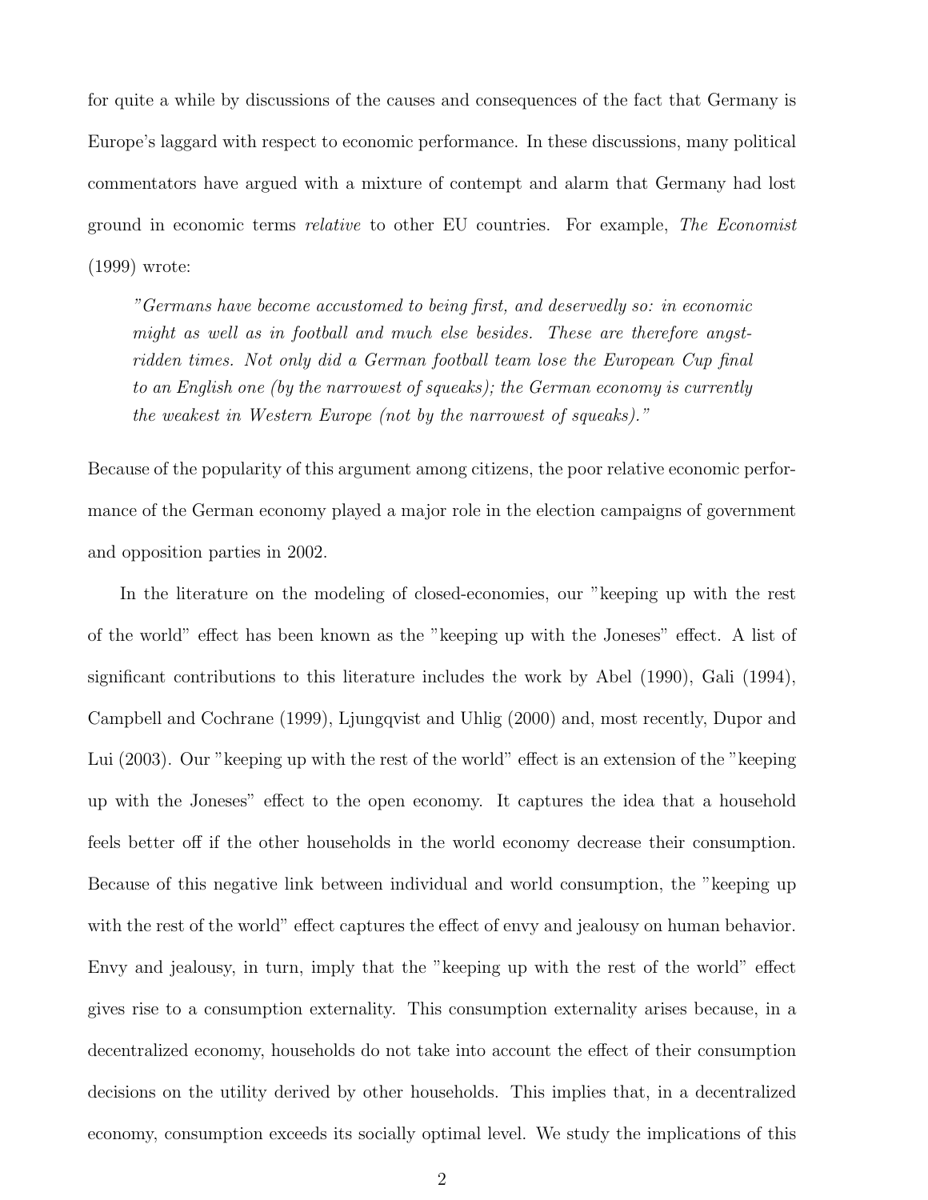for quite a while by discussions of the causes and consequences of the fact that Germany is Europe's laggard with respect to economic performance. In these discussions, many political commentators have argued with a mixture of contempt and alarm that Germany had lost ground in economic terms *relative* to other EU countries. For example, *The Economist* (1999) wrote:

> *"Germans have become accustomed to being first, and deservedly so: in economic might as well as in football and much else besides. These are therefore angst-ridden times. Not only did a German football team lose the European Cup final to an English one (by the narrowest of squeaks); the German economy is currently the weakest in Western Europe (not by the narrowest of squeaks)."*

Because of the popularity of this argument among citizens, the poor relative economic performance of the German economy played a major role in the election campaigns of government and opposition parties in 2002.

In the literature on the modeling of closed-economies, our "keeping up with the rest of the world" effect has been known as the "keeping up with the Joneses" effect. A list of significant contributions to this literature includes the work by Abel (1990), Gali (1994), Campbell and Cochrane (1999), Ljungqvist and Uhlig (2000) and, most recently, Dupor and Lui (2003). Our "keeping up with the rest of the world" effect is an extension of the "keeping up with the Joneses" effect to the open economy. It captures the idea that a household feels better off if the other households in the world economy decrease their consumption. Because of this negative link between individual and world consumption, the "keeping up with the rest of the world" effect captures the effect of envy and jealousy on human behavior. Envy and jealousy, in turn, imply that the "keeping up with the rest of the world" effect gives rise to a consumption externality. This consumption externality arises because, in a decentralized economy, households do not take into account the effect of their consumption decisions on the utility derived by other households. This implies that, in a decentralized economy, consumption exceeds its socially optimal level. We study the implications of this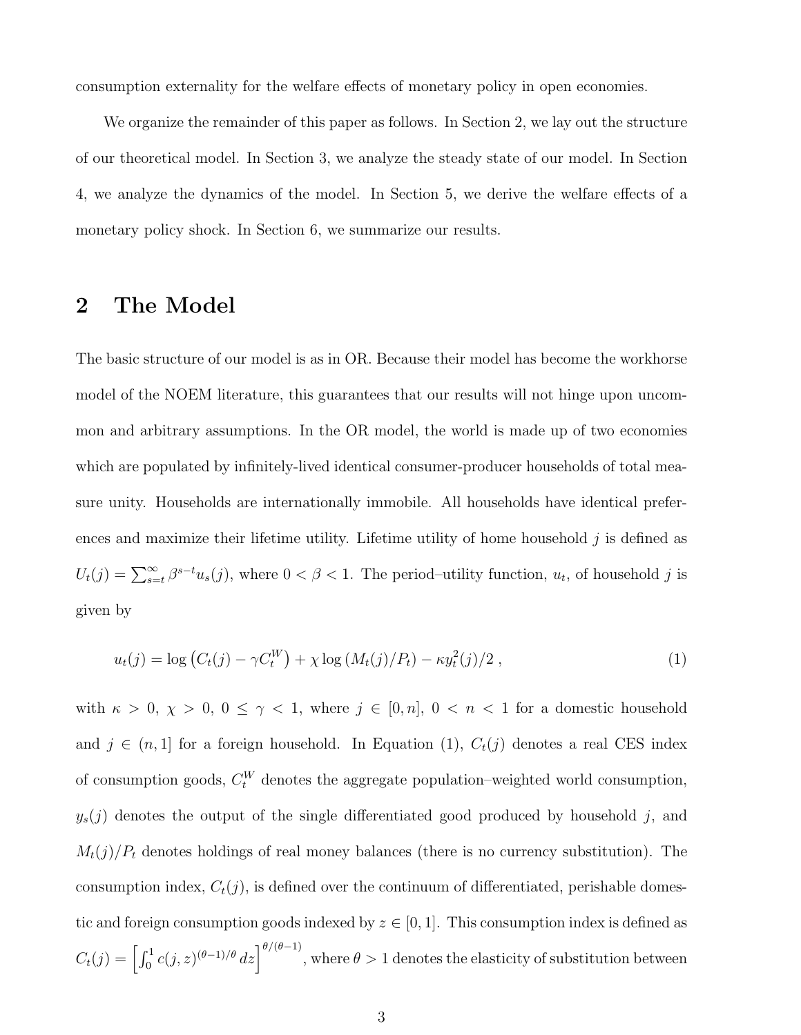consumption externality for the welfare effects of monetary policy in open economies.

We organize the remainder of this paper as follows. In Section 2, we lay out the structure of our theoretical model. In Section 3, we analyze the steady state of our model. In Section 4, we analyze the dynamics of the model. In Section 5, we derive the welfare effects of a monetary policy shock. In Section 6, we summarize our results.

## 2 The Model

The basic structure of our model is as in OR. Because their model has become the workhorse model of the NOEM literature, this guarantees that our results will not hinge upon uncommon and arbitrary assumptions. In the OR model, the world is made up of two economies which are populated by infinitely-lived identical consumer-producer households of total measure unity. Households are internationally immobile. All households have identical preferences and maximize their lifetime utility. Lifetime utility of home household $j$ is defined as $U_t(j) = \sum_{s=t}^{\infty} \beta^{s-t} u_s(j)$, where $0 < \beta < 1$. The period–utility function, $u_t$, of household $j$ is given by

$$u_t(j) = \log\left(C_t(j) - \gamma C_t^W\right) + \chi \log\left(M_t(j)/P_t\right) - \kappa y_t^2(j)/2\,, \tag{1}$$

with $\kappa > 0$, $\chi > 0$, $0 \leq \gamma < 1$, where $j \in [0, n]$, $0 < n < 1$ for a domestic household and $j \in (n, 1]$ for a foreign household. In Equation (1), $C_t(j)$ denotes a real CES index of consumption goods, $C_t^W$ denotes the aggregate population–weighted world consumption, $y_s(j)$ denotes the output of the single differentiated good produced by household $j$, and $M_t(j)/P_t$ denotes holdings of real money balances (there is no currency substitution). The consumption index, $C_t(j)$, is defined over the continuum of differentiated, perishable domestic and foreign consumption goods indexed by $z \in [0, 1]$. This consumption index is defined as $C_t(j) = \left[\int_0^1 c(j,z)^{(\theta-1)/\theta}\, dz\right]^{\theta/(\theta-1)}$, where $\theta > 1$ denotes the elasticity of substitution between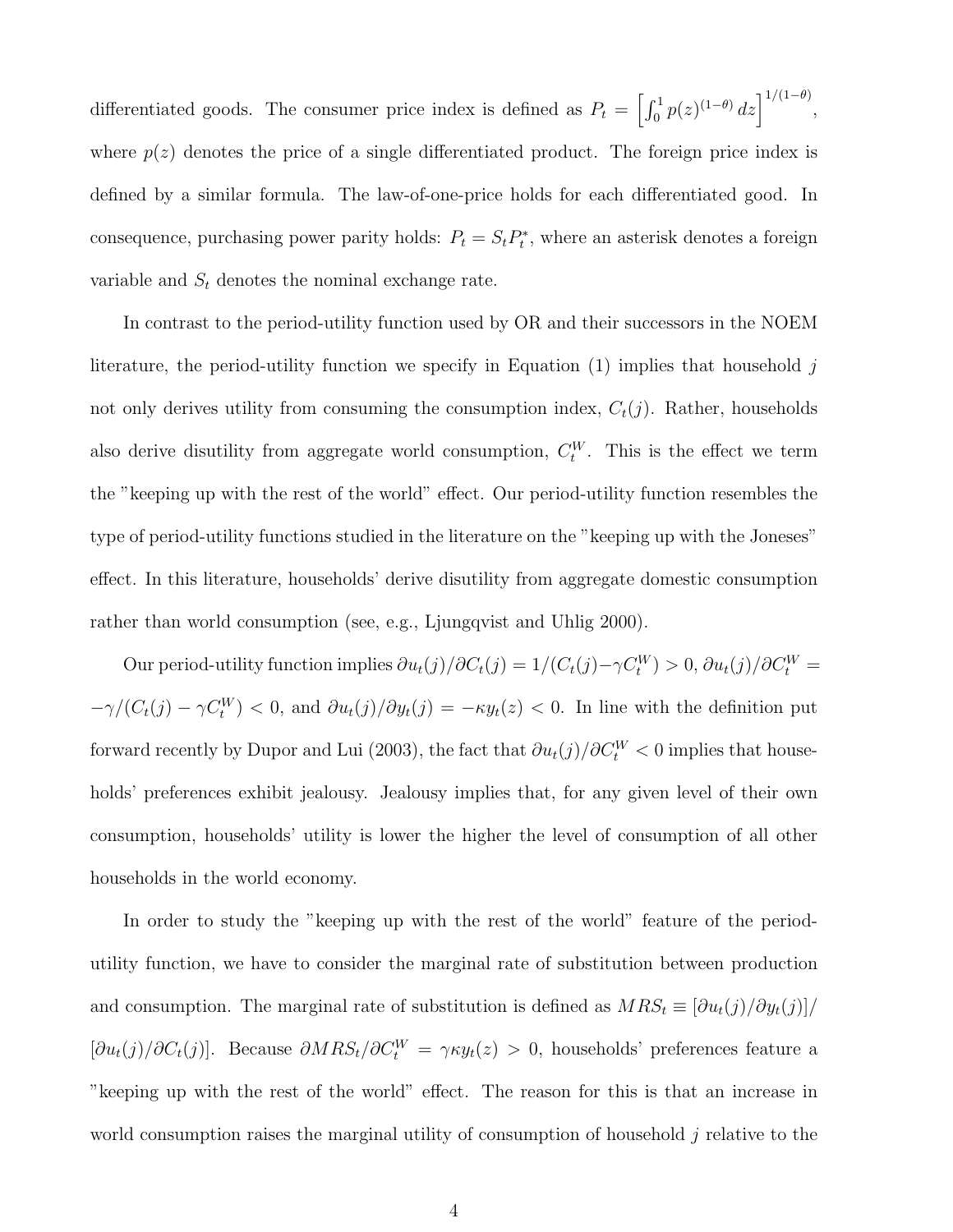differentiated goods. The consumer price index is defined as $P_t = \left[\int_0^1 p(z)^{(1-\theta)}\, dz\right]^{1/(1-\theta)}$, where $p(z)$ denotes the price of a single differentiated product. The foreign price index is defined by a similar formula. The law-of-one-price holds for each differentiated good. In consequence, purchasing power parity holds: $P_t = S_t P_t^*$, where an asterisk denotes a foreign variable and $S_t$ denotes the nominal exchange rate.

In contrast to the period-utility function used by OR and their successors in the NOEM literature, the period-utility function we specify in Equation (1) implies that household $j$ not only derives utility from consuming the consumption index, $C_t(j)$. Rather, households also derive disutility from aggregate world consumption, $C_t^W$. This is the effect we term the "keeping up with the rest of the world" effect. Our period-utility function resembles the type of period-utility functions studied in the literature on the "keeping up with the Joneses" effect. In this literature, households' derive disutility from aggregate domestic consumption rather than world consumption (see, e.g., Ljungqvist and Uhlig 2000).

Our period-utility function implies $\partial u_t(j)/\partial C_t(j) = 1/(C_t(j) - \gamma C_t^W) > 0$, $\partial u_t(j)/\partial C_t^W = -\gamma/(C_t(j) - \gamma C_t^W) < 0$, and $\partial u_t(j)/\partial y_t(j) = -\kappa y_t(z) < 0$. In line with the definition put forward recently by Dupor and Lui (2003), the fact that $\partial u_t(j)/\partial C_t^W < 0$ implies that households' preferences exhibit jealousy. Jealousy implies that, for any given level of their own consumption, households' utility is lower the higher the level of consumption of all other households in the world economy.

In order to study the "keeping up with the rest of the world" feature of the period-utility function, we have to consider the marginal rate of substitution between production and consumption. The marginal rate of substitution is defined as $MRS_t \equiv [\partial u_t(j)/\partial y_t(j)]/[\partial u_t(j)/\partial C_t(j)]$. Because $\partial MRS_t/\partial C_t^W = \gamma\kappa y_t(z) > 0$, households' preferences feature a "keeping up with the rest of the world" effect. The reason for this is that an increase in world consumption raises the marginal utility of consumption of household $j$ relative to the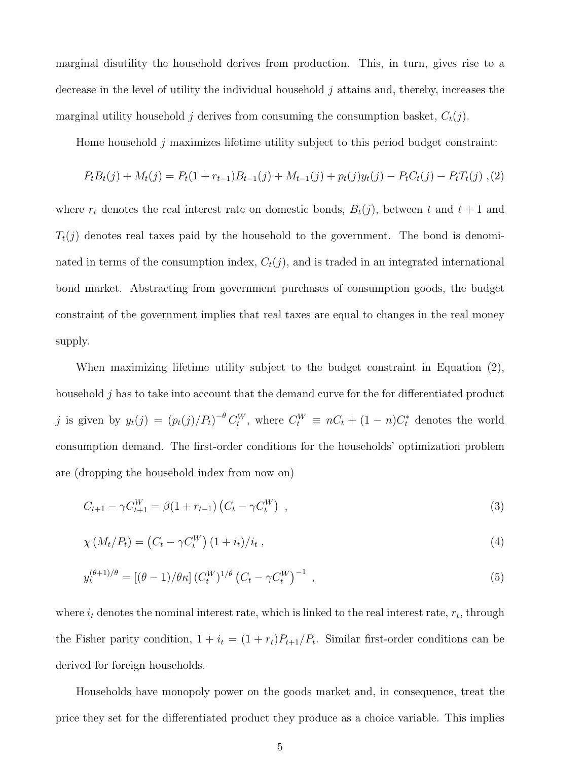marginal disutility the household derives from production. This, in turn, gives rise to a decrease in the level of utility the individual household $j$ attains and, thereby, increases the marginal utility household $j$ derives from consuming the consumption basket, $C_t(j)$.

Home household $j$ maximizes lifetime utility subject to this period budget constraint:

$$P_t B_t(j) + M_t(j) = P_t(1 + r_{t-1})B_{t-1}(j) + M_{t-1}(j) + p_t(j)y_t(j) - P_t C_t(j) - P_t T_t(j) \ , \quad (2)$$

where $r_t$ denotes the real interest rate on domestic bonds, $B_t(j)$, between $t$ and $t+1$ and $T_t(j)$ denotes real taxes paid by the household to the government. The bond is denominated in terms of the consumption index, $C_t(j)$, and is traded in an integrated international bond market. Abstracting from government purchases of consumption goods, the budget constraint of the government implies that real taxes are equal to changes in the real money supply.

When maximizing lifetime utility subject to the budget constraint in Equation (2), household $j$ has to take into account that the demand curve for the for differentiated product $j$ is given by $y_t(j) = \left(p_t(j)/P_t\right)^{-\theta} C_t^W$, where $C_t^W \equiv nC_t + (1-n)C_t^*$ denotes the world consumption demand. The first-order conditions for the households' optimization problem are (dropping the household index from now on)

$$C_{t+1} - \gamma C_{t+1}^W = \beta(1 + r_{t-1})\left(C_t - \gamma C_t^W\right) \ , \quad (3)$$

$$\chi\left(M_t/P_t\right) = \left(C_t - \gamma C_t^W\right)(1 + i_t)/i_t \ , \quad (4)$$

$$y_t^{(\theta+1)/\theta} = \left[(\theta - 1)/\theta\kappa\right]\left(C_t^W\right)^{1/\theta}\left(C_t - \gamma C_t^W\right)^{-1} \ , \quad (5)$$

where $i_t$ denotes the nominal interest rate, which is linked to the real interest rate, $r_t$, through the Fisher parity condition, $1 + i_t = (1 + r_t)P_{t+1}/P_t$. Similar first-order conditions can be derived for foreign households.

Households have monopoly power on the goods market and, in consequence, treat the price they set for the differentiated product they produce as a choice variable. This implies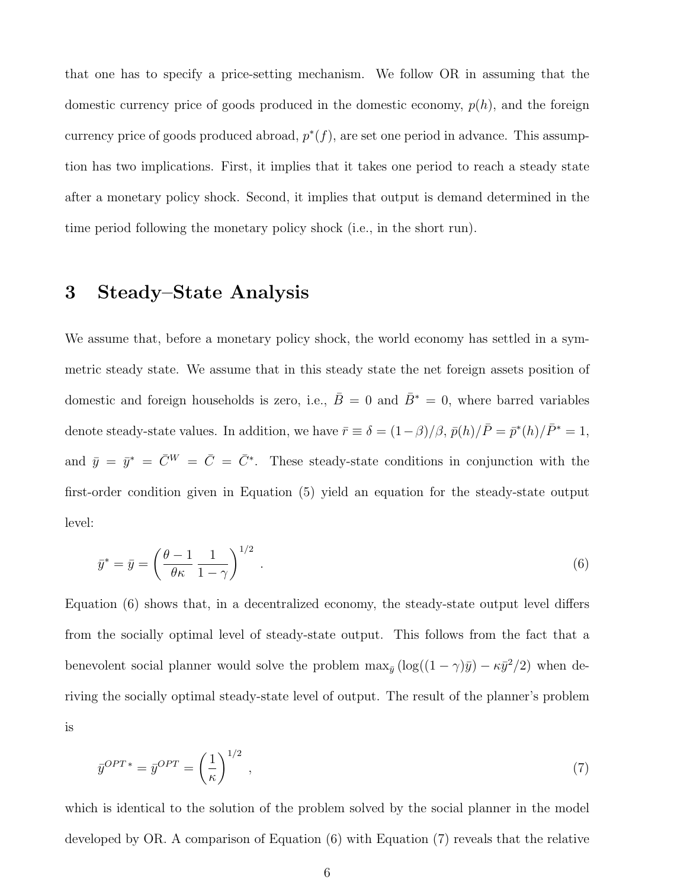that one has to specify a price-setting mechanism. We follow OR in assuming that the domestic currency price of goods produced in the domestic economy, $p(h)$, and the foreign currency price of goods produced abroad, $p^*(f)$, are set one period in advance. This assumption has two implications. First, it implies that it takes one period to reach a steady state after a monetary policy shock. Second, it implies that output is demand determined in the time period following the monetary policy shock (i.e., in the short run).

# 3 Steady–State Analysis

We assume that, before a monetary policy shock, the world economy has settled in a symmetric steady state. We assume that in this steady state the net foreign assets position of domestic and foreign households is zero, i.e., $\bar{B} = 0$ and $\bar{B}^* = 0$, where barred variables denote steady-state values. In addition, we have $\bar{r} \equiv \delta = (1-\beta)/\beta$, $\bar{p}(h)/\bar{P} = \bar{p}^*(h)/\bar{P}^* = 1$, and $\bar{y} = \bar{y}^* = \bar{C}^W = \bar{C} = \bar{C}^*$. These steady-state conditions in conjunction with the first-order condition given in Equation (5) yield an equation for the steady-state output level:

$$\bar{y}^* = \bar{y} = \left( \frac{\theta - 1}{\theta \kappa} \frac{1}{1-\gamma} \right)^{1/2} . \tag{6}$$

Equation (6) shows that, in a decentralized economy, the steady-state output level differs from the socially optimal level of steady-state output. This follows from the fact that a benevolent social planner would solve the problem $\max_{\bar{y}} \left( \log((1-\gamma)\bar{y}) - \kappa \bar{y}^2/2 \right)$ when deriving the socially optimal steady-state level of output. The result of the planner's problem is

$$\bar{y}^{OPT*} = \bar{y}^{OPT} = \left( \frac{1}{\kappa} \right)^{1/2} , \tag{7}$$

which is identical to the solution of the problem solved by the social planner in the model developed by OR. A comparison of Equation (6) with Equation (7) reveals that the relative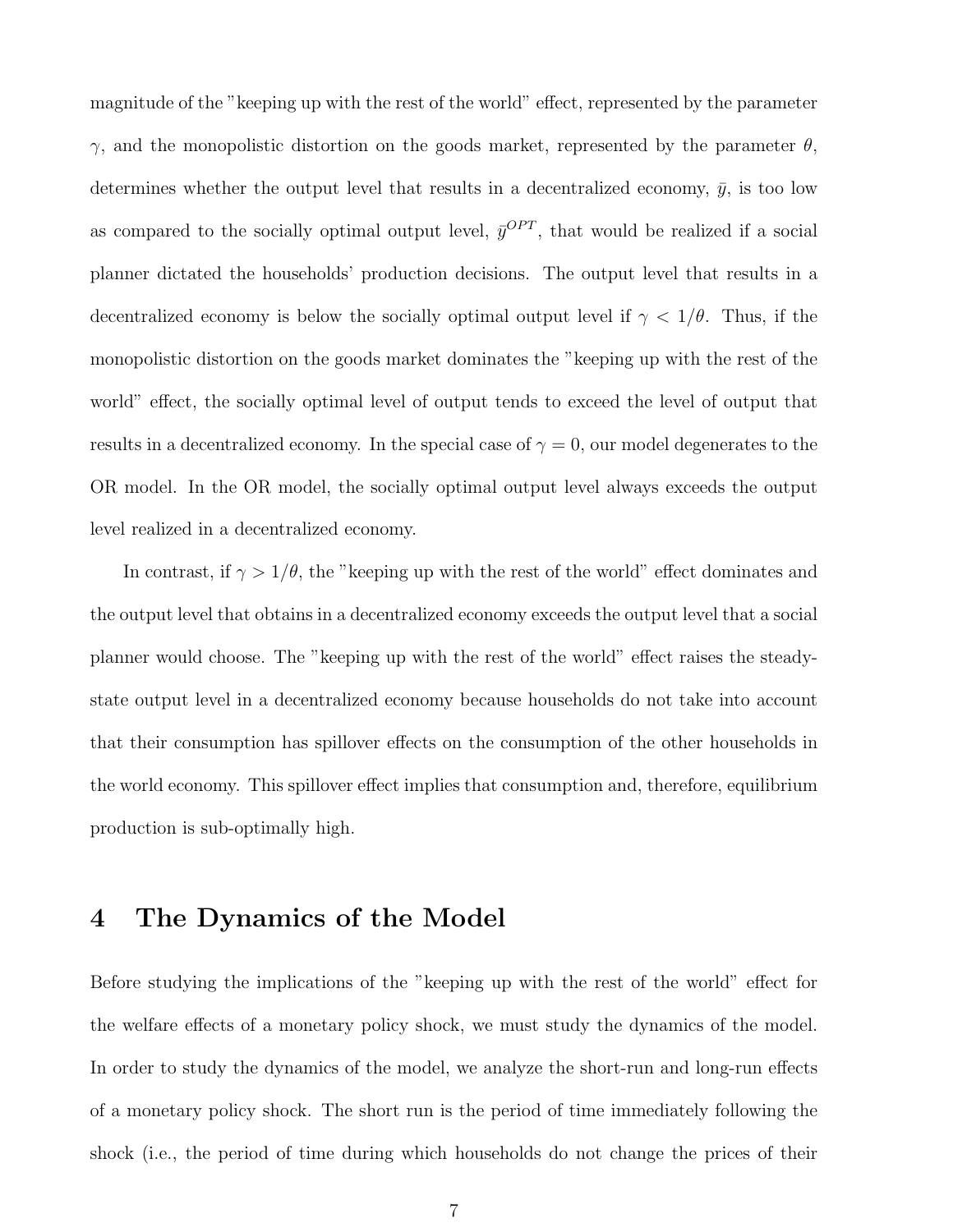magnitude of the "keeping up with the rest of the world" effect, represented by the parameter $\gamma$, and the monopolistic distortion on the goods market, represented by the parameter $\theta$, determines whether the output level that results in a decentralized economy, $\bar{y}$, is too low as compared to the socially optimal output level, $\bar{y}^{OPT}$, that would be realized if a social planner dictated the households' production decisions. The output level that results in a decentralized economy is below the socially optimal output level if $\gamma < 1/\theta$. Thus, if the monopolistic distortion on the goods market dominates the "keeping up with the rest of the world" effect, the socially optimal level of output tends to exceed the level of output that results in a decentralized economy. In the special case of $\gamma = 0$, our model degenerates to the OR model. In the OR model, the socially optimal output level always exceeds the output level realized in a decentralized economy.

In contrast, if $\gamma > 1/\theta$, the "keeping up with the rest of the world" effect dominates and the output level that obtains in a decentralized economy exceeds the output level that a social planner would choose. The "keeping up with the rest of the world" effect raises the steady-state output level in a decentralized economy because households do not take into account that their consumption has spillover effects on the consumption of the other households in the world economy. This spillover effect implies that consumption and, therefore, equilibrium production is sub-optimally high.

# 4 The Dynamics of the Model

Before studying the implications of the "keeping up with the rest of the world" effect for the welfare effects of a monetary policy shock, we must study the dynamics of the model. In order to study the dynamics of the model, we analyze the short-run and long-run effects of a monetary policy shock. The short run is the period of time immediately following the shock (i.e., the period of time during which households do not change the prices of their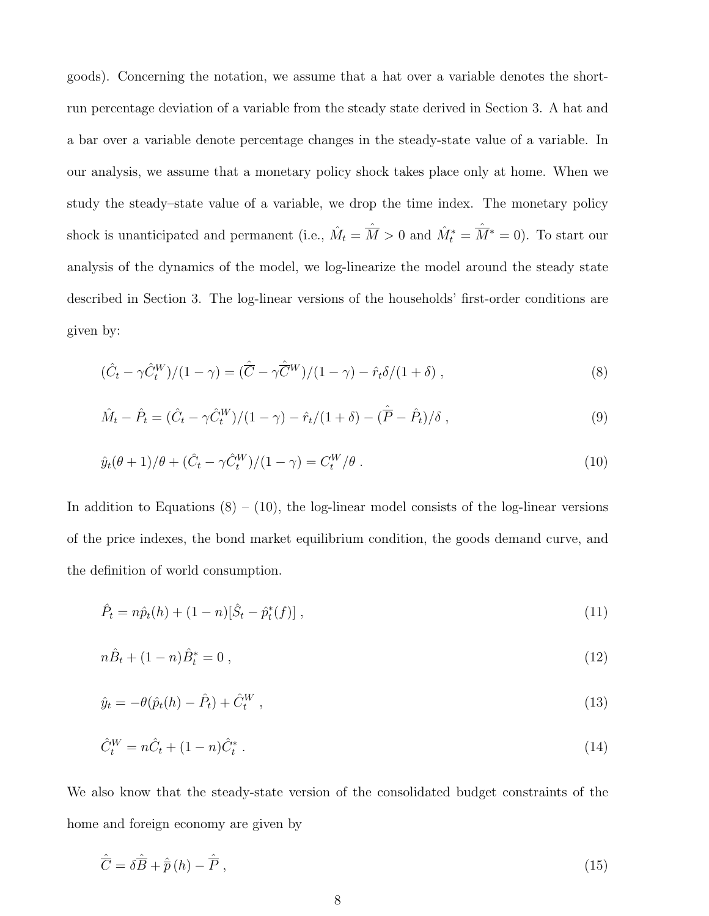goods). Concerning the notation, we assume that a hat over a variable denotes the short-run percentage deviation of a variable from the steady state derived in Section 3. A hat and a bar over a variable denote percentage changes in the steady-state value of a variable. In our analysis, we assume that a monetary policy shock takes place only at home. When we study the steady–state value of a variable, we drop the time index. The monetary policy shock is unanticipated and permanent (i.e., $\hat{M}_t = \hat{\overline{M}} > 0$ and $\hat{M}^*_t = \hat{\overline{M}}^* = 0$). To start our analysis of the dynamics of the model, we log-linearize the model around the steady state described in Section 3. The log-linear versions of the households' first-order conditions are given by:

$$(\hat{C}_t - \gamma \hat{C}^W_t)/(1-\gamma) = (\hat{\overline{C}} - \gamma \hat{\overline{C}}^W)/(1-\gamma) - \hat{r}_t \delta/(1+\delta) \ , \tag{8}$$

$$\hat{M}_t - \hat{P}_t = (\hat{C}_t - \gamma \hat{C}^W_t)/(1-\gamma) - \hat{r}_t/(1+\delta) - (\hat{\overline{P}} - \hat{P}_t)/\delta \ , \tag{9}$$

$$\hat{y}_t(\theta+1)/\theta + (\hat{C}_t - \gamma \hat{C}^W_t)/(1-\gamma) = C^W_t/\theta \ . \tag{10}$$

In addition to Equations (8) – (10), the log-linear model consists of the log-linear versions of the price indexes, the bond market equilibrium condition, the goods demand curve, and the definition of world consumption.

$$\hat{P}_t = n\hat{p}_t(h) + (1-n)[\hat{S}_t - \hat{p}^*_t(f)] \ , \tag{11}$$

$$n\hat{B}_t + (1-n)\hat{B}^*_t = 0 \ , \tag{12}$$

$$\hat{y}_t = -\theta(\hat{p}_t(h) - \hat{P}_t) + \hat{C}^W_t \ , \tag{13}$$

$$\hat{C}^W_t = n\hat{C}_t + (1-n)\hat{C}^*_t \ . \tag{14}$$

We also know that the steady-state version of the consolidated budget constraints of the home and foreign economy are given by

$$\hat{\overline{C}} = \delta \hat{\overline{B}} + \hat{\overline{p}}(h) - \hat{\overline{P}} \ , \tag{15}$$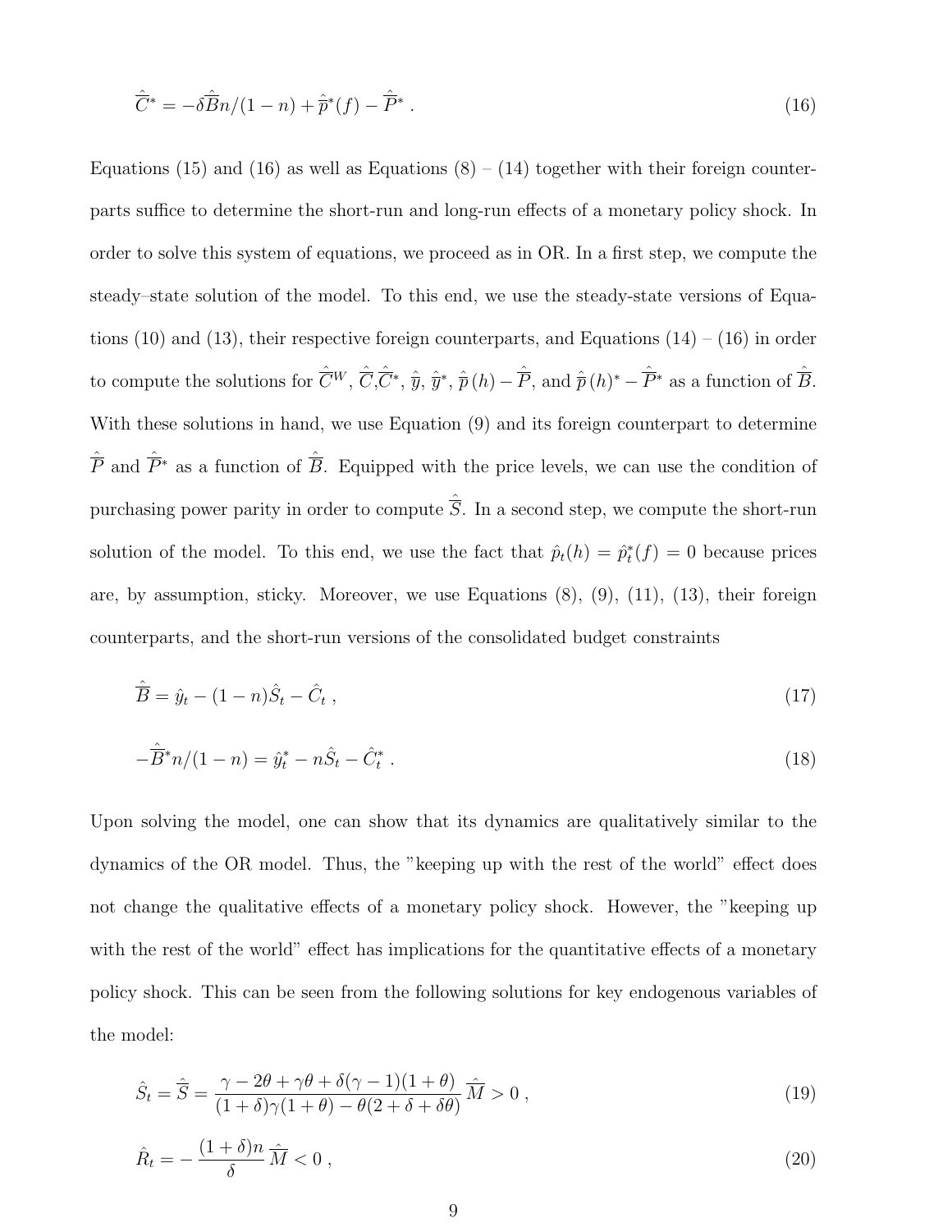$$\hat{\overline{C}}^{*} = -\delta\hat{\overline{B}}n/(1-n) + \hat{\overline{p}}^{*}(f) - \hat{\overline{P}}^{*} . \tag{16}$$

Equations (15) and (16) as well as Equations (8) – (14) together with their foreign counterparts suffice to determine the short-run and long-run effects of a monetary policy shock. In order to solve this system of equations, we proceed as in OR. In a first step, we compute the steady–state solution of the model. To this end, we use the steady-state versions of Equations (10) and (13), their respective foreign counterparts, and Equations (14) – (16) in order to compute the solutions for $\hat{\overline{C}}^{W}$, $\hat{\overline{C}}$,$\hat{\overline{C}}^{*}$, $\hat{\overline{y}}$, $\hat{\overline{y}}^{*}$, $\hat{\overline{p}}(h) - \hat{\overline{P}}$, and $\hat{\overline{p}}(h)^{*} - \hat{\overline{P}}^{*}$ as a function of $\hat{\overline{B}}$. With these solutions in hand, we use Equation (9) and its foreign counterpart to determine $\hat{\overline{P}}$ and $\hat{\overline{P}}^{*}$ as a function of $\hat{\overline{B}}$. Equipped with the price levels, we can use the condition of purchasing power parity in order to compute $\hat{\overline{S}}$. In a second step, we compute the short-run solution of the model. To this end, we use the fact that $\hat{p}_t(h) = \hat{p}^{*}_t(f) = 0$ because prices are, by assumption, sticky. Moreover, we use Equations (8), (9), (11), (13), their foreign counterparts, and the short-run versions of the consolidated budget constraints

$$\hat{\overline{B}} = \hat{y}_t - (1-n)\hat{S}_t - \hat{C}_t , \tag{17}$$

$$-\hat{\overline{B}}^{*}n/(1-n) = \hat{y}^{*}_t - n\hat{S}_t - \hat{C}^{*}_t . \tag{18}$$

Upon solving the model, one can show that its dynamics are qualitatively similar to the dynamics of the OR model. Thus, the "keeping up with the rest of the world" effect does not change the qualitative effects of a monetary policy shock. However, the "keeping up with the rest of the world" effect has implications for the quantitative effects of a monetary policy shock. This can be seen from the following solutions for key endogenous variables of the model:

$$\hat{S}_t = \hat{\overline{S}} = \frac{\gamma - 2\theta + \gamma\theta + \delta(\gamma-1)(1+\theta)}{(1+\delta)\gamma(1+\theta) - \theta(2+\delta+\delta\theta)}\,\hat{\overline{M}} > 0 , \tag{19}$$

$$\hat{R}_t = -\frac{(1+\delta)n}{\delta}\,\hat{\overline{M}} < 0 , \tag{20}$$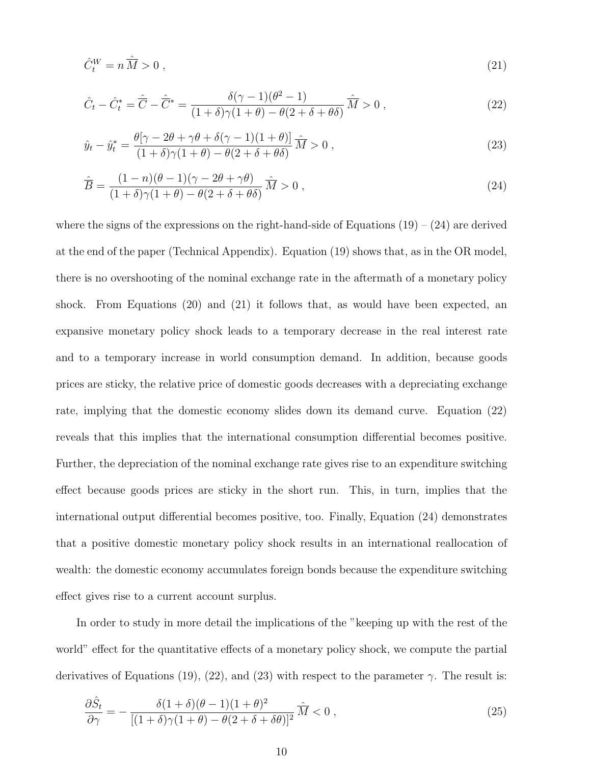$$\hat{C}_t^W = n\,\hat{\overline{M}} > 0\;, \tag{21}$$

$$\hat{C}_t - \hat{C}_t^* = \hat{\overline{C}} - \hat{\overline{C}}^* = \frac{\delta(\gamma-1)(\theta^2-1)}{(1+\delta)\gamma(1+\theta)-\theta(2+\delta+\theta\delta)}\,\hat{\overline{M}} > 0\;, \tag{22}$$

$$\hat{y}_t - \hat{y}_t^* = \frac{\theta[\gamma-2\theta+\gamma\theta+\delta(\gamma-1)(1+\theta)]}{(1+\delta)\gamma(1+\theta)-\theta(2+\delta+\theta\delta)}\,\hat{\overline{M}} > 0\;, \tag{23}$$

$$\hat{\overline{B}} = \frac{(1-n)(\theta-1)(\gamma-2\theta+\gamma\theta)}{(1+\delta)\gamma(1+\theta)-\theta(2+\delta+\theta\delta)}\,\hat{\overline{M}} > 0\;, \tag{24}$$

where the signs of the expressions on the right-hand-side of Equations (19) – (24) are derived at the end of the paper (Technical Appendix). Equation (19) shows that, as in the OR model, there is no overshooting of the nominal exchange rate in the aftermath of a monetary policy shock. From Equations (20) and (21) it follows that, as would have been expected, an expansive monetary policy shock leads to a temporary decrease in the real interest rate and to a temporary increase in world consumption demand. In addition, because goods prices are sticky, the relative price of domestic goods decreases with a depreciating exchange rate, implying that the domestic economy slides down its demand curve. Equation (22) reveals that this implies that the international consumption differential becomes positive. Further, the depreciation of the nominal exchange rate gives rise to an expenditure switching effect because goods prices are sticky in the short run. This, in turn, implies that the international output differential becomes positive, too. Finally, Equation (24) demonstrates that a positive domestic monetary policy shock results in an international reallocation of wealth: the domestic economy accumulates foreign bonds because the expenditure switching effect gives rise to a current account surplus.

In order to study in more detail the implications of the "keeping up with the rest of the world" effect for the quantitative effects of a monetary policy shock, we compute the partial derivatives of Equations (19), (22), and (23) with respect to the parameter $\gamma$. The result is:

$$\frac{\partial \hat{S}_t}{\partial \gamma} = -\,\frac{\delta(1+\delta)(\theta-1)(1+\theta)^2}{[(1+\delta)\gamma(1+\theta)-\theta(2+\delta+\delta\theta)]^2}\,\hat{\overline{M}} < 0\;, \tag{25}$$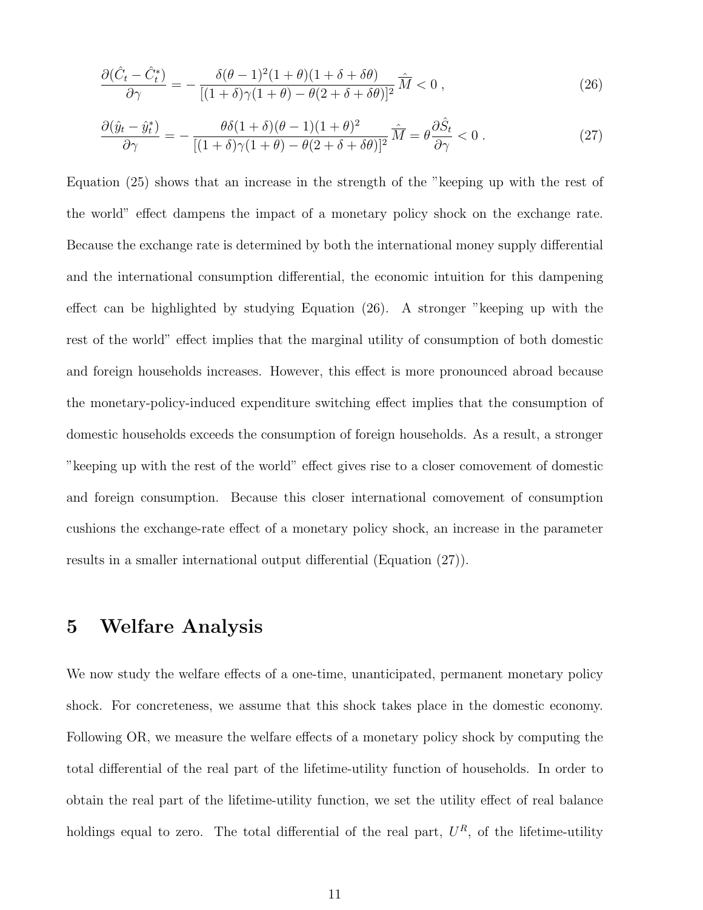$$\frac{\partial(\hat{C}_t - \hat{C}_t^*)}{\partial \gamma} = -\frac{\delta(\theta-1)^2(1+\theta)(1+\delta+\delta\theta)}{[(1+\delta)\gamma(1+\theta) - \theta(2+\delta+\delta\theta)]^2}\,\hat{\widetilde{M}} < 0\ , \tag{26}$$

$$\frac{\partial(\hat{y}_t - \hat{y}_t^*)}{\partial \gamma} = -\frac{\theta\delta(1+\delta)(\theta-1)(1+\theta)^2}{[(1+\delta)\gamma(1+\theta) - \theta(2+\delta+\delta\theta)]^2}\,\hat{\widetilde{M}} = \theta\frac{\partial \hat{S}_t}{\partial \gamma} < 0\ . \tag{27}$$

Equation (25) shows that an increase in the strength of the "keeping up with the rest of the world" effect dampens the impact of a monetary policy shock on the exchange rate. Because the exchange rate is determined by both the international money supply differential and the international consumption differential, the economic intuition for this dampening effect can be highlighted by studying Equation (26). A stronger "keeping up with the rest of the world" effect implies that the marginal utility of consumption of both domestic and foreign households increases. However, this effect is more pronounced abroad because the monetary-policy-induced expenditure switching effect implies that the consumption of domestic households exceeds the consumption of foreign households. As a result, a stronger "keeping up with the rest of the world" effect gives rise to a closer comovement of domestic and foreign consumption. Because this closer international comovement of consumption cushions the exchange-rate effect of a monetary policy shock, an increase in the parameter results in a smaller international output differential (Equation (27)).

## 5 Welfare Analysis

We now study the welfare effects of a one-time, unanticipated, permanent monetary policy shock. For concreteness, we assume that this shock takes place in the domestic economy. Following OR, we measure the welfare effects of a monetary policy shock by computing the total differential of the real part of the lifetime-utility function of households. In order to obtain the real part of the lifetime-utility function, we set the utility effect of real balance holdings equal to zero. The total differential of the real part, $U^R$, of the lifetime-utility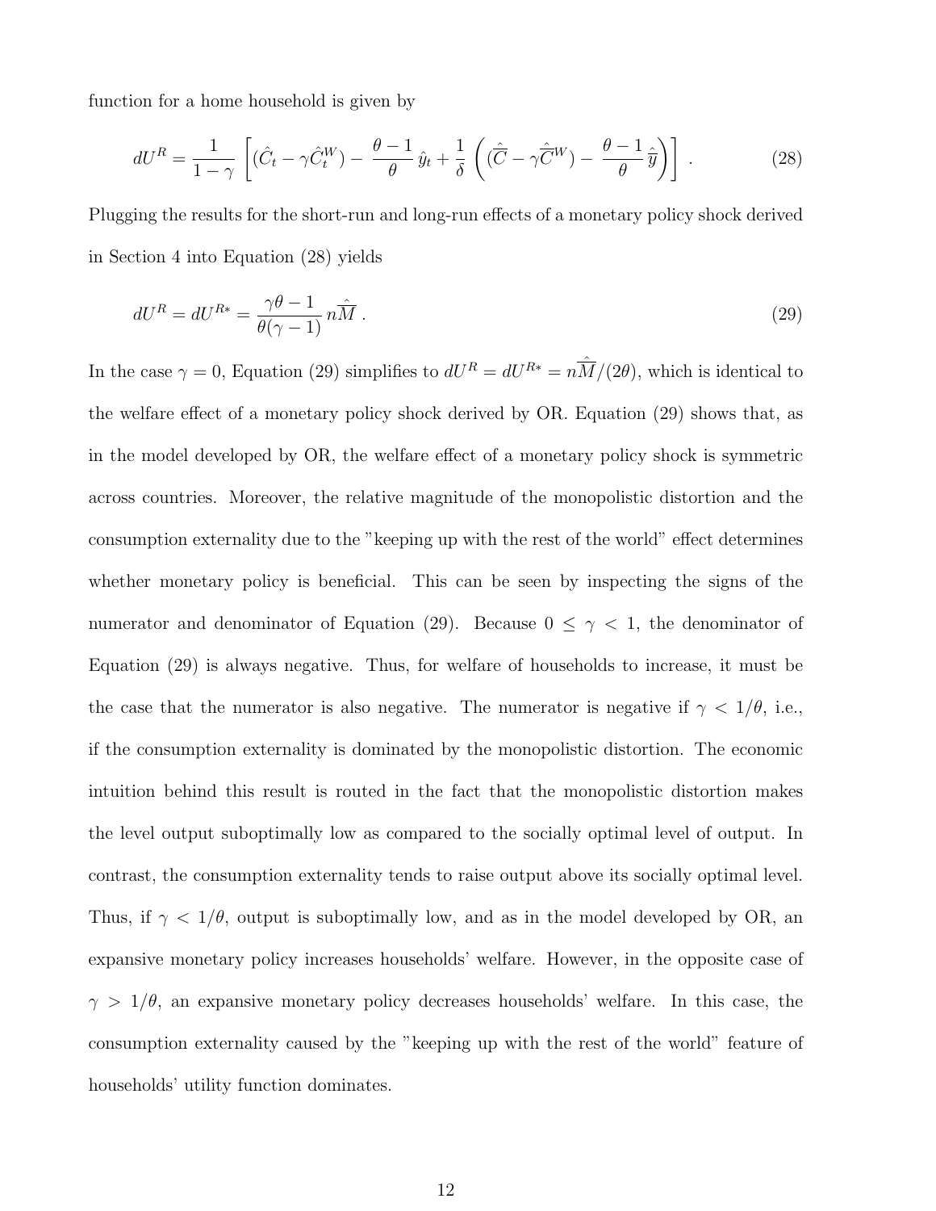function for a home household is given by

$$dU^R = \frac{1}{1-\gamma}\left[(\hat{C}_t - \gamma\hat{C}_t^W) - \frac{\theta-1}{\theta}\,\hat{y}_t + \frac{1}{\delta}\left((\hat{\overline{C}} - \gamma\hat{\overline{C}}^W) - \frac{\theta-1}{\theta}\,\hat{\overline{y}}\right)\right]\,. \tag{28}$$

Plugging the results for the short-run and long-run effects of a monetary policy shock derived in Section 4 into Equation (28) yields

$$dU^R = dU^{R*} = \frac{\gamma\theta - 1}{\theta(\gamma-1)}\,n\hat{\overline{M}}\,. \tag{29}$$

In the case $\gamma = 0$, Equation (29) simplifies to $dU^R = dU^{R*} = n\hat{\overline{M}}/(2\theta)$, which is identical to the welfare effect of a monetary policy shock derived by OR. Equation (29) shows that, as in the model developed by OR, the welfare effect of a monetary policy shock is symmetric across countries. Moreover, the relative magnitude of the monopolistic distortion and the consumption externality due to the "keeping up with the rest of the world" effect determines whether monetary policy is beneficial. This can be seen by inspecting the signs of the numerator and denominator of Equation (29). Because $0 \leq \gamma < 1$, the denominator of Equation (29) is always negative. Thus, for welfare of households to increase, it must be the case that the numerator is also negative. The numerator is negative if $\gamma < 1/\theta$, i.e., if the consumption externality is dominated by the monopolistic distortion. The economic intuition behind this result is routed in the fact that the monopolistic distortion makes the level output suboptimally low as compared to the socially optimal level of output. In contrast, the consumption externality tends to raise output above its socially optimal level. Thus, if $\gamma < 1/\theta$, output is suboptimally low, and as in the model developed by OR, an expansive monetary policy increases households' welfare. However, in the opposite case of $\gamma > 1/\theta$, an expansive monetary policy decreases households' welfare. In this case, the consumption externality caused by the "keeping up with the rest of the world" feature of households' utility function dominates.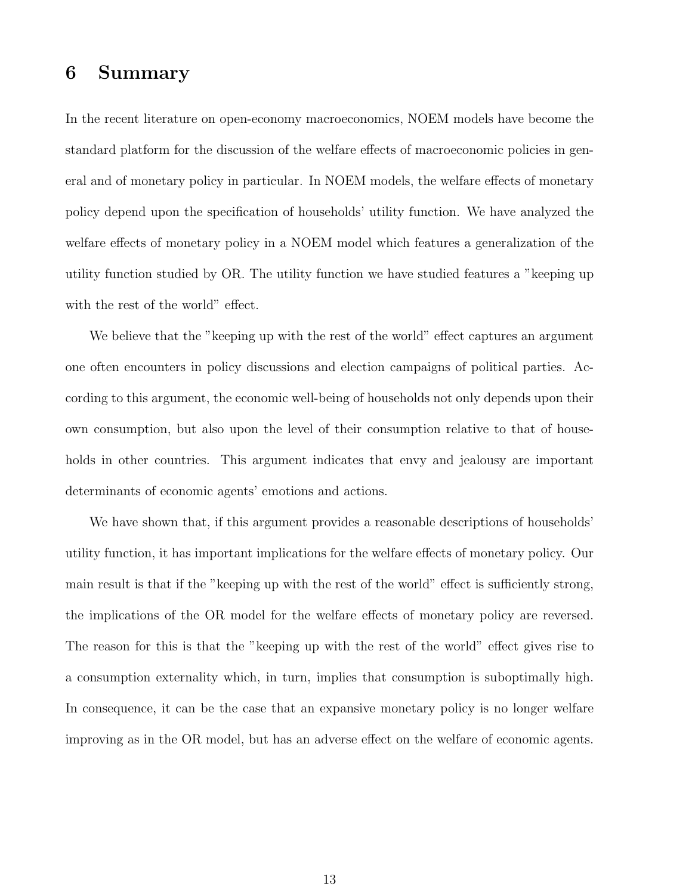# 6 Summary

In the recent literature on open-economy macroeconomics, NOEM models have become the standard platform for the discussion of the welfare effects of macroeconomic policies in general and of monetary policy in particular. In NOEM models, the welfare effects of monetary policy depend upon the specification of households' utility function. We have analyzed the welfare effects of monetary policy in a NOEM model which features a generalization of the utility function studied by OR. The utility function we have studied features a "keeping up with the rest of the world" effect.

We believe that the "keeping up with the rest of the world" effect captures an argument one often encounters in policy discussions and election campaigns of political parties. According to this argument, the economic well-being of households not only depends upon their own consumption, but also upon the level of their consumption relative to that of households in other countries. This argument indicates that envy and jealousy are important determinants of economic agents' emotions and actions.

We have shown that, if this argument provides a reasonable descriptions of households' utility function, it has important implications for the welfare effects of monetary policy. Our main result is that if the "keeping up with the rest of the world" effect is sufficiently strong, the implications of the OR model for the welfare effects of monetary policy are reversed. The reason for this is that the "keeping up with the rest of the world" effect gives rise to a consumption externality which, in turn, implies that consumption is suboptimally high. In consequence, it can be the case that an expansive monetary policy is no longer welfare improving as in the OR model, but has an adverse effect on the welfare of economic agents.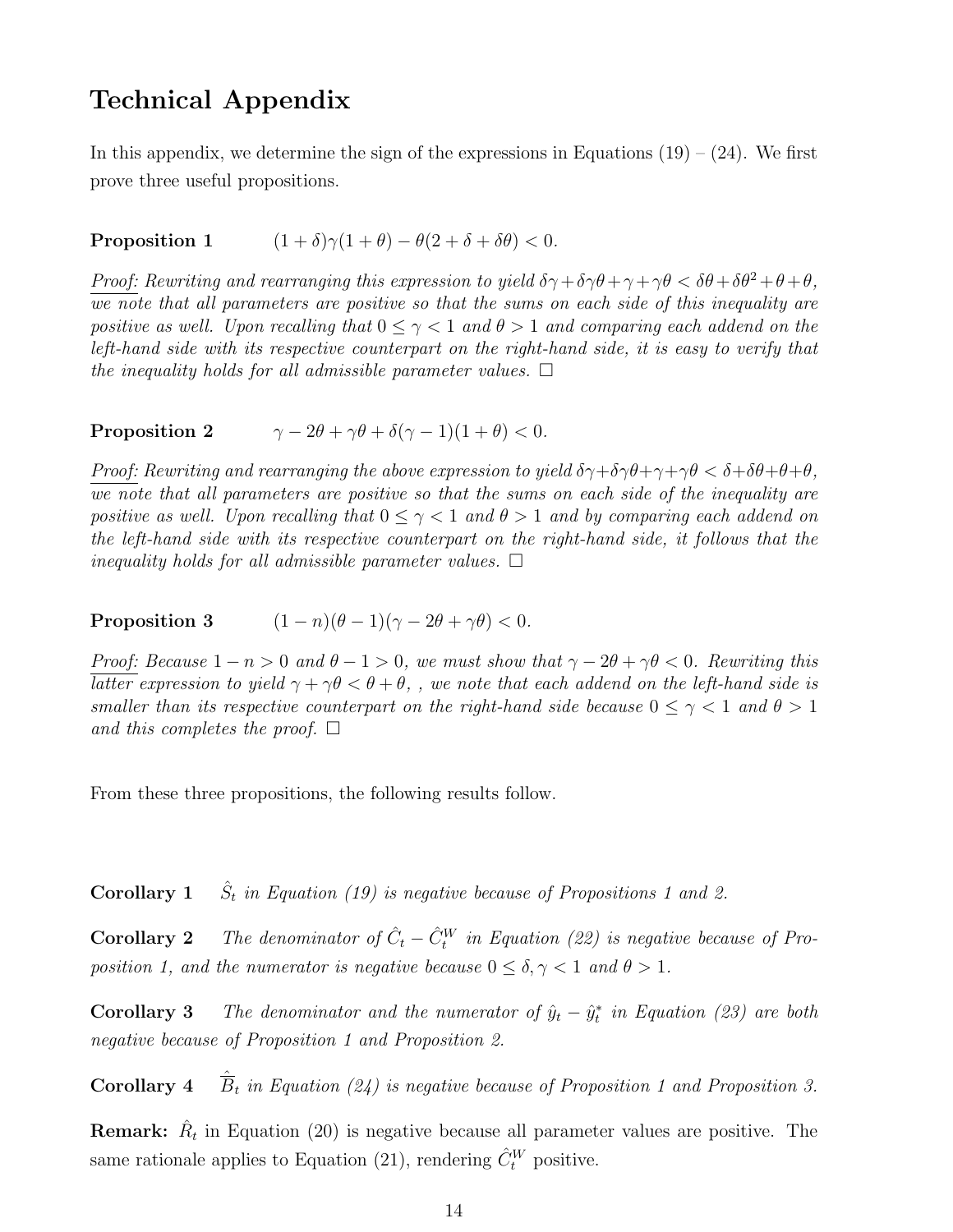# Technical Appendix

In this appendix, we determine the sign of the expressions in Equations (19) – (24). We first prove three useful propositions.

**Proposition 1** $\quad (1+\delta)\gamma(1+\theta) - \theta(2+\delta+\delta\theta) < 0.$

*Proof:* *Rewriting and rearranging this expression to yield $\delta\gamma+\delta\gamma\theta+\gamma+\gamma\theta < \delta\theta+\delta\theta^2+\theta+\theta$, we note that all parameters are positive so that the sums on each side of this inequality are positive as well. Upon recalling that $0 \leq \gamma < 1$ and $\theta > 1$ and comparing each addend on the left-hand side with its respective counterpart on the right-hand side, it is easy to verify that the inequality holds for all admissible parameter values.* □

**Proposition 2** $\quad \gamma - 2\theta + \gamma\theta + \delta(\gamma-1)(1+\theta) < 0.$

*Proof:* *Rewriting and rearranging the above expression to yield $\delta\gamma+\delta\gamma\theta+\gamma+\gamma\theta < \delta+\delta\theta+\theta+\theta$, we note that all parameters are positive so that the sums on each side of the inequality are positive as well. Upon recalling that $0 \leq \gamma < 1$ and $\theta > 1$ and by comparing each addend on the left-hand side with its respective counterpart on the right-hand side, it follows that the inequality holds for all admissible parameter values.* □

**Proposition 3** $\quad (1-n)(\theta-1)(\gamma-2\theta+\gamma\theta) < 0.$

*Proof:* *Because $1-n > 0$ and $\theta - 1 > 0$, we must show that $\gamma - 2\theta + \gamma\theta < 0$. Rewriting this latter expression to yield $\gamma + \gamma\theta < \theta + \theta$, , we note that each addend on the left-hand side is smaller than its respective counterpart on the right-hand side because $0 \leq \gamma < 1$ and $\theta > 1$ and this completes the proof.* □

From these three propositions, the following results follow.

**Corollary 1** *$\hat{S}_t$ in Equation (19) is negative because of Propositions 1 and 2.*

**Corollary 2** *The denominator of $\hat{C}_t - \hat{C}_t^W$ in Equation (22) is negative because of Proposition 1, and the numerator is negative because $0 \leq \delta, \gamma < 1$ and $\theta > 1$.*

**Corollary 3** *The denominator and the numerator of $\hat{y}_t - \hat{y}_t^*$ in Equation (23) are both negative because of Proposition 1 and Proposition 2.*

**Corollary 4** *$\hat{\bar{B}}_t$ in Equation (24) is negative because of Proposition 1 and Proposition 3.*

**Remark:** $\hat{R}_t$ in Equation (20) is negative because all parameter values are positive. The same rationale applies to Equation (21), rendering $\hat{C}_t^W$ positive.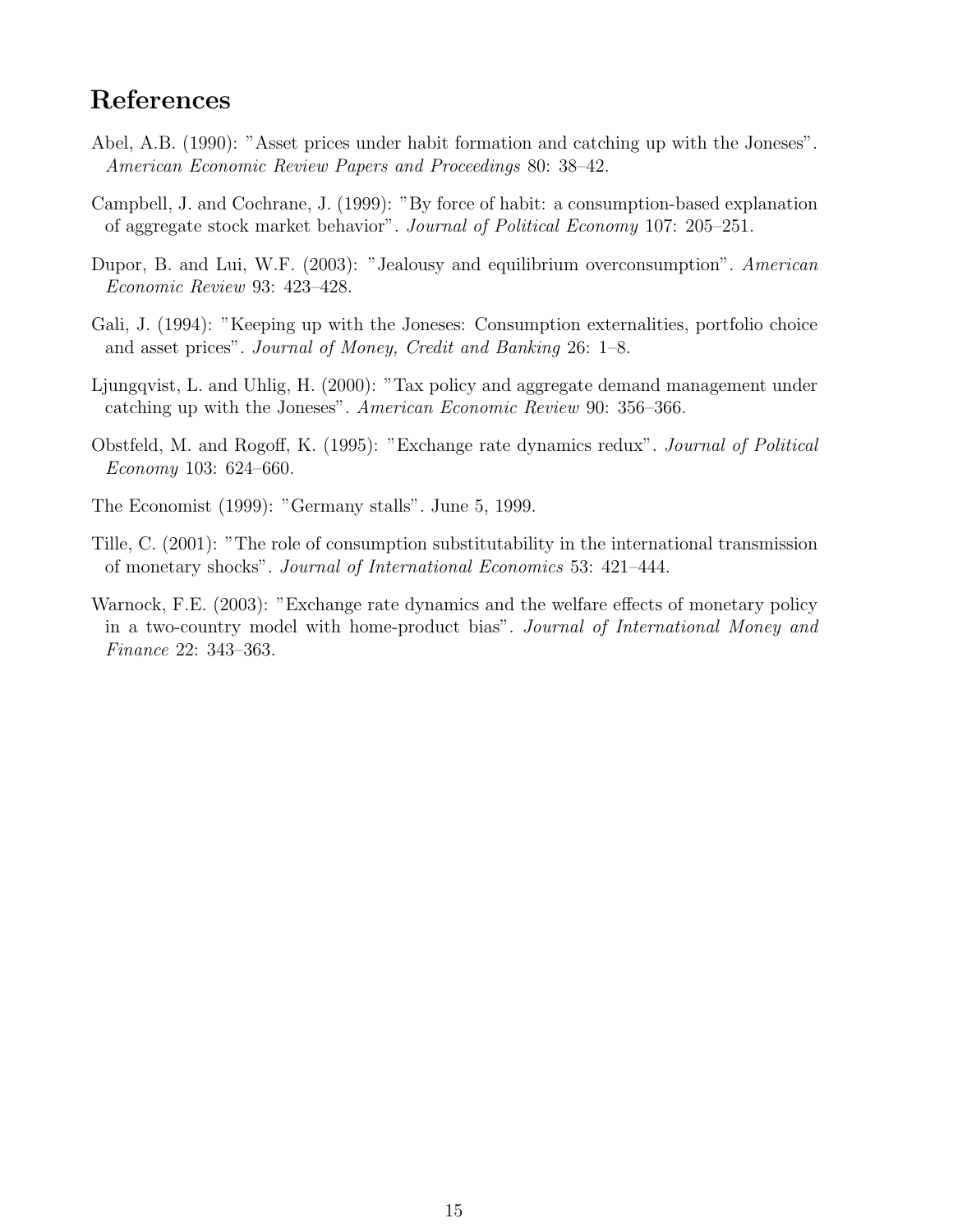# References

Abel, A.B. (1990): "Asset prices under habit formation and catching up with the Joneses". *American Economic Review Papers and Proceedings* 80: 38–42.

Campbell, J. and Cochrane, J. (1999): "By force of habit: a consumption-based explanation of aggregate stock market behavior". *Journal of Political Economy* 107: 205–251.

Dupor, B. and Lui, W.F. (2003): "Jealousy and equilibrium overconsumption". *American Economic Review* 93: 423–428.

Gali, J. (1994): "Keeping up with the Joneses: Consumption externalities, portfolio choice and asset prices". *Journal of Money, Credit and Banking* 26: 1–8.

Ljungqvist, L. and Uhlig, H. (2000): "Tax policy and aggregate demand management under catching up with the Joneses". *American Economic Review* 90: 356–366.

Obstfeld, M. and Rogoff, K. (1995): "Exchange rate dynamics redux". *Journal of Political Economy* 103: 624–660.

The Economist (1999): "Germany stalls". June 5, 1999.

Tille, C. (2001): "The role of consumption substitutability in the international transmission of monetary shocks". *Journal of International Economics* 53: 421–444.

Warnock, F.E. (2003): "Exchange rate dynamics and the welfare effects of monetary policy in a two-country model with home-product bias". *Journal of International Money and Finance* 22: 343–363.